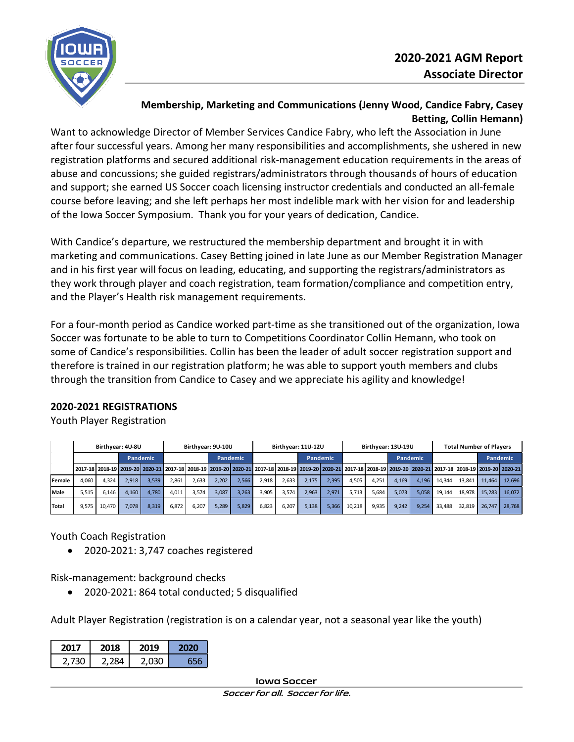# 2020-2021 AGM Report
## Associate Director

### Membership, Marketing and Communications (Jenny Wood, Candice Fabry, Casey Betting, Collin Hemann)

Want to acknowledge Director of Member Services Candice Fabry, who left the Association in June after four successful years. Among her many responsibilities and accomplishments, she ushered in new registration platforms and secured additional risk-management education requirements in the areas of abuse and concussions; she guided registrars/administrators through thousands of hours of education and support; she earned US Soccer coach licensing instructor credentials and conducted an all-female course before leaving; and she left perhaps her most indelible mark with her vision for and leadership of the Iowa Soccer Symposium.  Thank you for your years of dedication, Candice.

With Candice's departure, we restructured the membership department and brought it in with marketing and communications. Casey Betting joined in late June as our Member Registration Manager and in his first year will focus on leading, educating, and supporting the registrars/administrators as they work through player and coach registration, team formation/compliance and competition entry, and the Player's Health risk management requirements.

For a four-month period as Candice worked part-time as she transitioned out of the organization, Iowa Soccer was fortunate to be able to turn to Competitions Coordinator Collin Hemann, who took on some of Candice's responsibilities. Collin has been the leader of adult soccer registration support and therefore is trained in our registration platform; he was able to support youth members and clubs through the transition from Candice to Casey and we appreciate his agility and knowledge!

**2020-2021 REGISTRATIONS**

Youth Player Registration

| | Birthyear: 4U-8U | | | | Birthyear: 9U-10U | | | | Birthyear: 11U-12U | | | | Birthyear: 13U-19U | | | | Total Number of Players | | | |
|---|---|---|---|---|---|---|---|---|---|---|---|---|---|---|---|---|---|---|---|---|
| | | | Pandemic | | | | Pandemic | | | | Pandemic | | | | Pandemic | | | | Pandemic | |
| | 2017-18 | 2018-19 | 2019-20 | 2020-21 | 2017-18 | 2018-19 | 2019-20 | 2020-21 | 2017-18 | 2018-19 | 2019-20 | 2020-21 | 2017-18 | 2018-19 | 2019-20 | 2020-21 | 2017-18 | 2018-19 | 2019-20 | 2020-21 |
| Female | 4,060 | 4,324 | 2,918 | 3,539 | 2,861 | 2,633 | 2,202 | 2,566 | 2,918 | 2,633 | 2,175 | 2,395 | 4,505 | 4,251 | 4,169 | 4,196 | 14,344 | 13,841 | 11,464 | 12,696 |
| Male | 5,515 | 6,146 | 4,160 | 4,780 | 4,011 | 3,574 | 3,087 | 3,263 | 3,905 | 3,574 | 2,963 | 2,971 | 5,713 | 5,684 | 5,073 | 5,058 | 19,144 | 18,978 | 15,283 | 16,072 |
| Total | 9,575 | 10,470 | 7,078 | 8,319 | 6,872 | 6,207 | 5,289 | 5,829 | 6,823 | 6,207 | 5,138 | 5,366 | 10,218 | 9,935 | 9,242 | 9,254 | 33,488 | 32,819 | 26,747 | 28,768 |

Youth Coach Registration

- 2020-2021: 3,747 coaches registered

Risk-management: background checks

- 2020-2021: 864 total conducted; 5 disqualified

Adult Player Registration (registration is on a calendar year, not a seasonal year like the youth)

| 2017 | 2018 | 2019 | 2020 |
|---|---|---|---|
| 2,730 | 2,284 | 2,030 | 656 |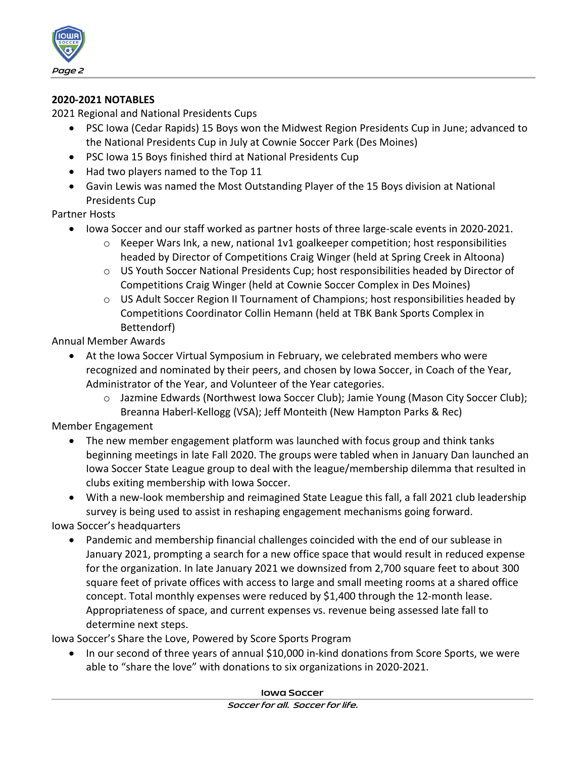**2020-2021 NOTABLES**

2021 Regional and National Presidents Cups

- PSC Iowa (Cedar Rapids) 15 Boys won the Midwest Region Presidents Cup in June; advanced to the National Presidents Cup in July at Cownie Soccer Park (Des Moines)
- PSC Iowa 15 Boys finished third at National Presidents Cup
- Had two players named to the Top 11
- Gavin Lewis was named the Most Outstanding Player of the 15 Boys division at National Presidents Cup

Partner Hosts

- Iowa Soccer and our staff worked as partner hosts of three large-scale events in 2020-2021.
    - Keeper Wars Ink, a new, national 1v1 goalkeeper competition; host responsibilities headed by Director of Competitions Craig Winger (held at Spring Creek in Altoona)
    - US Youth Soccer National Presidents Cup; host responsibilities headed by Director of Competitions Craig Winger (held at Cownie Soccer Complex in Des Moines)
    - US Adult Soccer Region II Tournament of Champions; host responsibilities headed by Competitions Coordinator Collin Hemann (held at TBK Bank Sports Complex in Bettendorf)

Annual Member Awards

- At the Iowa Soccer Virtual Symposium in February, we celebrated members who were recognized and nominated by their peers, and chosen by Iowa Soccer, in Coach of the Year, Administrator of the Year, and Volunteer of the Year categories.
    - Jazmine Edwards (Northwest Iowa Soccer Club); Jamie Young (Mason City Soccer Club); Breanna Haberl-Kellogg (VSA); Jeff Monteith (New Hampton Parks & Rec)

Member Engagement

- The new member engagement platform was launched with focus group and think tanks beginning meetings in late Fall 2020. The groups were tabled when in January Dan launched an Iowa Soccer State League group to deal with the league/membership dilemma that resulted in clubs exiting membership with Iowa Soccer.
- With a new-look membership and reimagined State League this fall, a fall 2021 club leadership survey is being used to assist in reshaping engagement mechanisms going forward.

Iowa Soccer's headquarters

- Pandemic and membership financial challenges coincided with the end of our sublease in January 2021, prompting a search for a new office space that would result in reduced expense for the organization. In late January 2021 we downsized from 2,700 square feet to about 300 square feet of private offices with access to large and small meeting rooms at a shared office concept. Total monthly expenses were reduced by $1,400 through the 12-month lease. Appropriateness of space, and current expenses vs. revenue being assessed late fall to determine next steps.

Iowa Soccer's Share the Love, Powered by Score Sports Program

- In our second of three years of annual $10,000 in-kind donations from Score Sports, we were able to "share the love" with donations to six organizations in 2020-2021.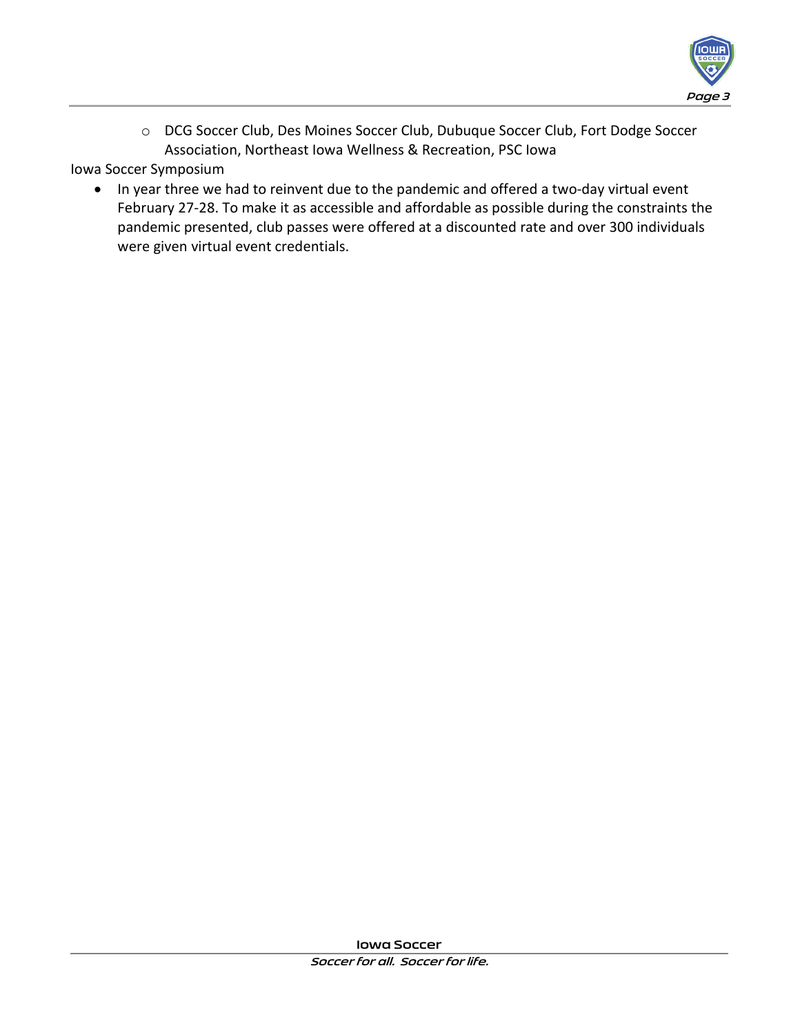- DCG Soccer Club, Des Moines Soccer Club, Dubuque Soccer Club, Fort Dodge Soccer Association, Northeast Iowa Wellness & Recreation, PSC Iowa

Iowa Soccer Symposium

- In year three we had to reinvent due to the pandemic and offered a two-day virtual event February 27-28. To make it as accessible and affordable as possible during the constraints the pandemic presented, club passes were offered at a discounted rate and over 300 individuals were given virtual event credentials.